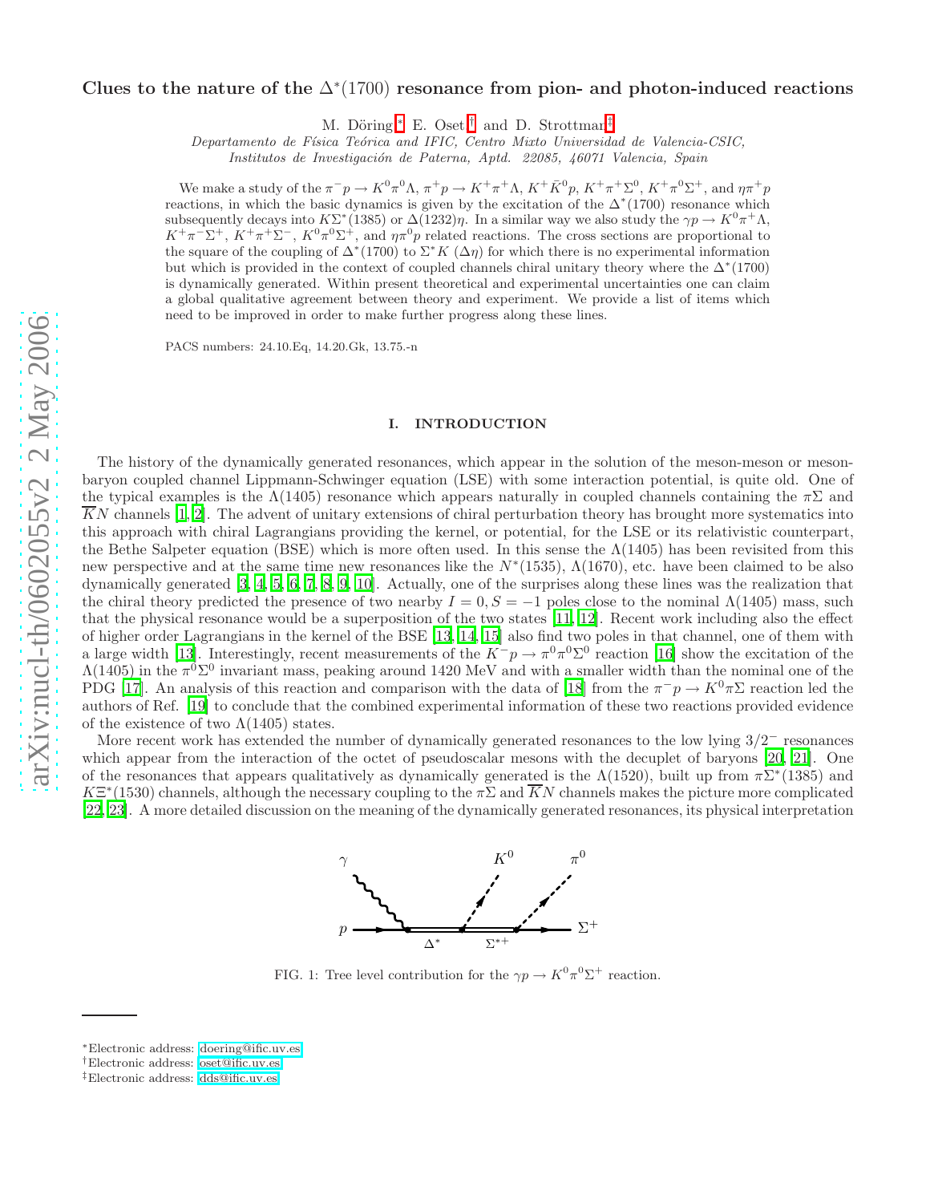# Clues to the nature of the $\Delta^*(1700)$ resonance from pion- and photon-induced reactions

M. Döring,[*] E. Oset,[†] and D. Strottman[‡]

*Departamento de Física Teórica and IFIC, Centro Mixto Universidad de Valencia-CSIC, Institutos de Investigación de Paterna, Aptd. 22085, 46071 Valencia, Spain*

We make a study of the $\pi^- p \to K^0 \pi^0 \Lambda$, $\pi^+ p \to K^+ \pi^+ \Lambda$, $K^+ \bar{K}^0 p$, $K^+ \pi^+ \Sigma^0$, $K^+ \pi^0 \Sigma^+$, and $\eta \pi^+ p$ reactions, in which the basic dynamics is given by the excitation of the $\Delta^*(1700)$ resonance which subsequently decays into $K\Sigma^*(1385)$ or $\Delta(1232)\eta$. In a similar way we also study the $\gamma p \to K^0 \pi^+ \Lambda$, $K^+ \pi^- \Sigma^+$, $K^+ \pi^+ \Sigma^-$, $K^0 \pi^0 \Sigma^+$, and $\eta \pi^0 p$ related reactions. The cross sections are proportional to the square of the coupling of $\Delta^*(1700)$ to $\Sigma^* K$ ($\Delta\eta$) for which there is no experimental information but which is provided in the context of coupled channels chiral unitary theory where the $\Delta^*(1700)$ is dynamically generated. Within present theoretical and experimental uncertainties one can claim a global qualitative agreement between theory and experiment. We provide a list of items which need to be improved in order to make further progress along these lines.

PACS numbers: 24.10.Eq, 14.20.Gk, 13.75.-n

## I. INTRODUCTION

The history of the dynamically generated resonances, which appear in the solution of the meson-meson or meson-baryon coupled channel Lippmann-Schwinger equation (LSE) with some interaction potential, is quite old. One of the typical examples is the $\Lambda(1405)$ resonance which appears naturally in coupled channels containing the $\pi\Sigma$ and $\overline{K}N$ channels [1, 2]. The advent of unitary extensions of chiral perturbation theory has brought more systematics into this approach with chiral Lagrangians providing the kernel, or potential, for the LSE or its relativistic counterpart, the Bethe Salpeter equation (BSE) which is more often used. In this sense the $\Lambda(1405)$ has been revisited from this new perspective and at the same time new resonances like the $N^*(1535)$, $\Lambda(1670)$, etc. have been claimed to be also dynamically generated [3, 4, 5, 6, 7, 8, 9, 10]. Actually, one of the surprises along these lines was the realization that the chiral theory predicted the presence of two nearby $I = 0, S = -1$ poles close to the nominal $\Lambda(1405)$ mass, such that the physical resonance would be a superposition of the two states [11, 12]. Recent work including also the effect of higher order Lagrangians in the kernel of the BSE [13, 14, 15] also find two poles in that channel, one of them with a large width [13]. Interestingly, recent measurements of the $K^- p \to \pi^0 \pi^0 \Sigma^0$ reaction [16] show the excitation of the $\Lambda(1405)$ in the $\pi^0 \Sigma^0$ invariant mass, peaking around 1420 MeV and with a smaller width than the nominal one of the PDG [17]. An analysis of this reaction and comparison with the data of [18] from the $\pi^- p \to K^0 \pi \Sigma$ reaction led the authors of Ref. [19] to conclude that the combined experimental information of these two reactions provided evidence of the existence of two $\Lambda(1405)$ states.

More recent work has extended the number of dynamically generated resonances to the low lying $3/2^-$ resonances which appear from the interaction of the octet of pseudoscalar mesons with the decuplet of baryons [20, 21]. One of the resonances that appears qualitatively as dynamically generated is the $\Lambda(1520)$, built up from $\pi\Sigma^*(1385)$ and $K\Xi^*(1530)$ channels, although the necessary coupling to the $\pi\Sigma$ and $\overline{K}N$ channels makes the picture more complicated [22, 23]. A more detailed discussion on the meaning of the dynamically generated resonances, its physical interpretation

FIG. 1: Tree level contribution for the $\gamma p \to K^0 \pi^0 \Sigma^+$ reaction.

---

[*]Electronic address: doering@ific.uv.es
[†]Electronic address: oset@ific.uv.es
[‡]Electronic address: dds@ific.uv.es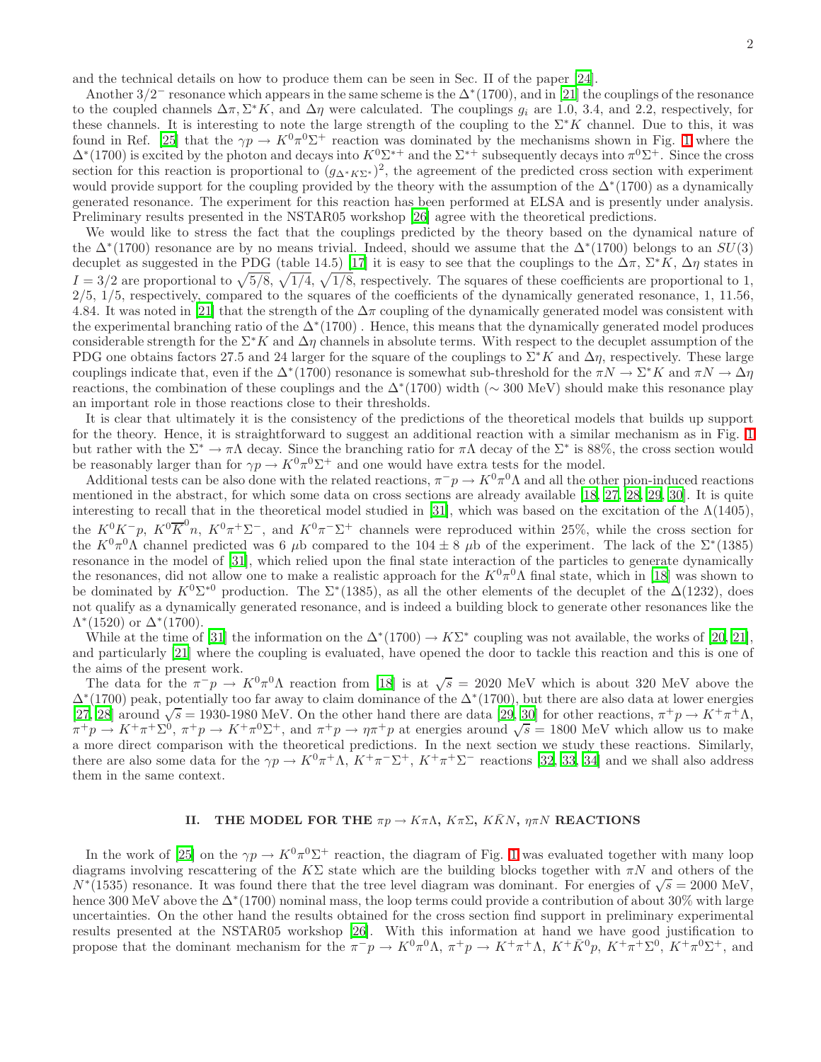and the technical details on how to produce them can be seen in Sec. II of the paper [24].

Another $3/2^-$ resonance which appears in the same scheme is the $\Delta^*(1700)$, and in [21] the couplings of the resonance to the coupled channels $\Delta\pi, \Sigma^*K$, and $\Delta\eta$ were calculated. The couplings $g_i$ are 1.0, 3.4, and 2.2, respectively, for these channels. It is interesting to note the large strength of the coupling to the $\Sigma^*K$ channel. Due to this, it was found in Ref. [25] that the $\gamma p \to K^0\pi^0\Sigma^+$ reaction was dominated by the mechanisms shown in Fig. 1 where the $\Delta^*(1700)$ is excited by the photon and decays into $K^0\Sigma^{*+}$ and the $\Sigma^{*+}$ subsequently decays into $\pi^0\Sigma^+$. Since the cross section for this reaction is proportional to $(g_{\Delta^*K\Sigma^*})^2$, the agreement of the predicted cross section with experiment would provide support for the coupling provided by the theory with the assumption of the $\Delta^*(1700)$ as a dynamically generated resonance. The experiment for this reaction has been performed at ELSA and is presently under analysis. Preliminary results presented in the NSTAR05 workshop [26] agree with the theoretical predictions.

We would like to stress the fact that the couplings predicted by the theory based on the dynamical nature of the $\Delta^*(1700)$ resonance are by no means trivial. Indeed, should we assume that the $\Delta^*(1700)$ belongs to an $SU(3)$ decuplet as suggested in the PDG (table 14.5) [17] it is easy to see that the couplings to the $\Delta\pi$, $\Sigma^*K$, $\Delta\eta$ states in $I = 3/2$ are proportional to $\sqrt{5/8}$, $\sqrt{1/4}$, $\sqrt{1/8}$, respectively. The squares of these coefficients are proportional to 1, 2/5, 1/5, respectively, compared to the squares of the coefficients of the dynamically generated resonance, 1, 11.56, 4.84. It was noted in [21] that the strength of the $\Delta\pi$ coupling of the dynamically generated model was consistent with the experimental branching ratio of the $\Delta^*(1700)$ . Hence, this means that the dynamically generated model produces considerable strength for the $\Sigma^*K$ and $\Delta\eta$ channels in absolute terms. With respect to the decuplet assumption of the PDG one obtains factors 27.5 and 24 larger for the square of the couplings to $\Sigma^*K$ and $\Delta\eta$, respectively. These large couplings indicate that, even if the $\Delta^*(1700)$ resonance is somewhat sub-threshold for the $\pi N \to \Sigma^*K$ and $\pi N \to \Delta\eta$ reactions, the combination of these couplings and the $\Delta^*(1700)$ width ($\sim 300$ MeV) should make this resonance play an important role in those reactions close to their thresholds.

It is clear that ultimately it is the consistency of the predictions of the theoretical models that builds up support for the theory. Hence, it is straightforward to suggest an additional reaction with a similar mechanism as in Fig. 1 but rather with the $\Sigma^* \to \pi\Lambda$ decay. Since the branching ratio for $\pi\Lambda$ decay of the $\Sigma^*$ is 88%, the cross section would be reasonably larger than for $\gamma p \to K^0\pi^0\Sigma^+$ and one would have extra tests for the model.

Additional tests can be also done with the related reactions, $\pi^-p \to K^0\pi^0\Lambda$ and all the other pion-induced reactions mentioned in the abstract, for which some data on cross sections are already available [18, 27, 28, 29, 30]. It is quite interesting to recall that in the theoretical model studied in [31], which was based on the excitation of the $\Lambda(1405)$, the $K^0K^-p$, $K^0\overline{K}^0n$, $K^0\pi^+\Sigma^-$, and $K^0\pi^-\Sigma^+$ channels were reproduced within 25%, while the cross section for the $K^0\pi^0\Lambda$ channel predicted was 6 $\mu$b compared to the $104 \pm 8$ $\mu$b of the experiment. The lack of the $\Sigma^*(1385)$ resonance in the model of [31], which relied upon the final state interaction of the particles to generate dynamically the resonances, did not allow one to make a realistic approach for the $K^0\pi^0\Lambda$ final state, which in [18] was shown to be dominated by $K^0\Sigma^{*0}$ production. The $\Sigma^*(1385)$, as all the other elements of the decuplet of the $\Delta(1232)$, does not qualify as a dynamically generated resonance, and is indeed a building block to generate other resonances like the $\Lambda^*(1520)$ or $\Delta^*(1700)$.

While at the time of [31] the information on the $\Delta^*(1700) \to K\Sigma^*$ coupling was not available, the works of [20, 21], and particularly [21] where the coupling is evaluated, have opened the door to tackle this reaction and this is one of the aims of the present work.

The data for the $\pi^-p \to K^0\pi^0\Lambda$ reaction from [18] is at $\sqrt{s} = 2020$ MeV which is about 320 MeV above the $\Delta^*(1700)$ peak, potentially too far away to claim dominance of the $\Delta^*(1700)$, but there are also data at lower energies [27, 28] around $\sqrt{s} =$ 1930-1980 MeV. On the other hand there are data [29, 30] for other reactions, $\pi^+p \to K^+\pi^+\Lambda$, $\pi^+p \to K^+\pi^+\Sigma^0$, $\pi^+p \to K^+\pi^0\Sigma^+$, and $\pi^+p \to \eta\pi^+p$ at energies around $\sqrt{s} = 1800$ MeV which allow us to make a more direct comparison with the theoretical predictions. In the next section we study these reactions. Similarly, there are also some data for the $\gamma p \to K^0\pi^+\Lambda$, $K^+\pi^-\Sigma^+$, $K^+\pi^+\Sigma^-$ reactions [32, 33, 34] and we shall also address them in the same context.

## II. THE MODEL FOR THE $\pi p \to K\pi\Lambda$, $K\pi\Sigma$, $K\bar{K}N$, $\eta\pi N$ REACTIONS

In the work of [25] on the $\gamma p \to K^0\pi^0\Sigma^+$ reaction, the diagram of Fig. 1 was evaluated together with many loop diagrams involving rescattering of the $K\Sigma$ state which are the building blocks together with $\pi N$ and others of the $N^*(1535)$ resonance. It was found there that the tree level diagram was dominant. For energies of $\sqrt{s} = 2000$ MeV, hence 300 MeV above the $\Delta^*(1700)$ nominal mass, the loop terms could provide a contribution of about 30% with large uncertainties. On the other hand the results obtained for the cross section find support in preliminary experimental results presented at the NSTAR05 workshop [26]. With this information at hand we have good justification to propose that the dominant mechanism for the $\pi^-p \to K^0\pi^0\Lambda$, $\pi^+p \to K^+\pi^+\Lambda$, $K^+\bar{K}^0p$, $K^+\pi^+\Sigma^0$, $K^+\pi^0\Sigma^+$, and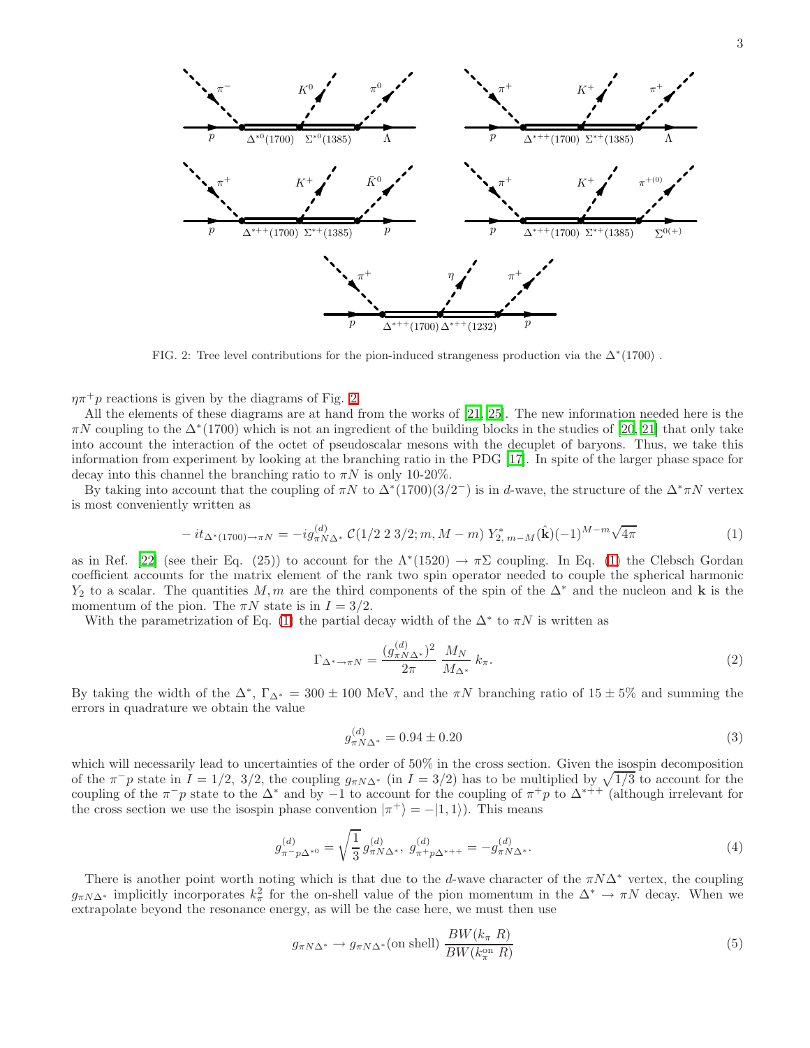FIG. 2: Tree level contributions for the pion-induced strangeness production via the $\Delta^*(1700)$ .

$\eta\pi^+p$ reactions is given by the diagrams of Fig. 2.

All the elements of these diagrams are at hand from the works of [21, 25]. The new information needed here is the $\pi N$ coupling to the $\Delta^*(1700)$ which is not an ingredient of the building blocks in the studies of [20, 21] that only take into account the interaction of the octet of pseudoscalar mesons with the decuplet of baryons. Thus, we take this information from experiment by looking at the branching ratio in the PDG [17]. In spite of the larger phase space for decay into this channel the branching ratio to $\pi N$ is only 10-20%.

By taking into account that the coupling of $\pi N$ to $\Delta^*(1700)(3/2^-)$ is in $d$-wave, the structure of the $\Delta^*\pi N$ vertex is most conveniently written as

$$-it_{\Delta^*(1700)\to\pi N} = -ig^{(d)}_{\pi N\Delta^*}\,\mathcal{C}(1/2\;2\;3/2; m, M-m)\;Y^*_{2,\,m-M}(\hat{\mathbf{k}})(-1)^{M-m}\sqrt{4\pi} \tag{1}$$

as in Ref. [22] (see their Eq. (25)) to account for the $\Lambda^*(1520)\to\pi\Sigma$ coupling. In Eq. (1) the Clebsch Gordan coefficient accounts for the matrix element of the rank two spin operator needed to couple the spherical harmonic $Y_2$ to a scalar. The quantities $M, m$ are the third components of the spin of the $\Delta^*$ and the nucleon and $\mathbf{k}$ is the momentum of the pion. The $\pi N$ state is in $I = 3/2$.

With the parametrization of Eq. (1) the partial decay width of the $\Delta^*$ to $\pi N$ is written as

$$\Gamma_{\Delta^*\to\pi N} = \frac{(g^{(d)}_{\pi N\Delta^*})^2}{2\pi}\,\frac{M_N}{M_{\Delta^*}}\,k_\pi. \tag{2}$$

By taking the width of the $\Delta^*$, $\Gamma_{\Delta^*} = 300\pm 100$ MeV, and the $\pi N$ branching ratio of $15\pm 5\%$ and summing the errors in quadrature we obtain the value

$$g^{(d)}_{\pi N\Delta^*} = 0.94\pm 0.20 \tag{3}$$

which will necessarily lead to uncertainties of the order of 50% in the cross section. Given the isospin decomposition of the $\pi^-p$ state in $I = 1/2,\,3/2$, the coupling $g_{\pi N\Delta^*}$ (in $I = 3/2$) has to be multiplied by $\sqrt{1/3}$ to account for the coupling of the $\pi^-p$ state to the $\Delta^*$ and by $-1$ to account for the coupling of $\pi^+p$ to $\Delta^{*++}$ (although irrelevant for the cross section we use the isospin phase convention $|\pi^+\rangle = -|1,1\rangle$). This means

$$g^{(d)}_{\pi^-p\Delta^{*0}} = \sqrt{\frac{1}{3}}\,g^{(d)}_{\pi N\Delta^*},\; g^{(d)}_{\pi^+p\Delta^{*++}} = -g^{(d)}_{\pi N\Delta^*}. \tag{4}$$

There is another point worth noting which is that due to the $d$-wave character of the $\pi N\Delta^*$ vertex, the coupling $g_{\pi N\Delta^*}$ implicitly incorporates $k^2_\pi$ for the on-shell value of the pion momentum in the $\Delta^*\to\pi N$ decay. When we extrapolate beyond the resonance energy, as will be the case here, we must then use

$$g_{\pi N\Delta^*}\to g_{\pi N\Delta^*}(\text{on shell})\,\frac{BW(k_\pi\,R)}{BW(k^{\rm on}_\pi\,R)} \tag{5}$$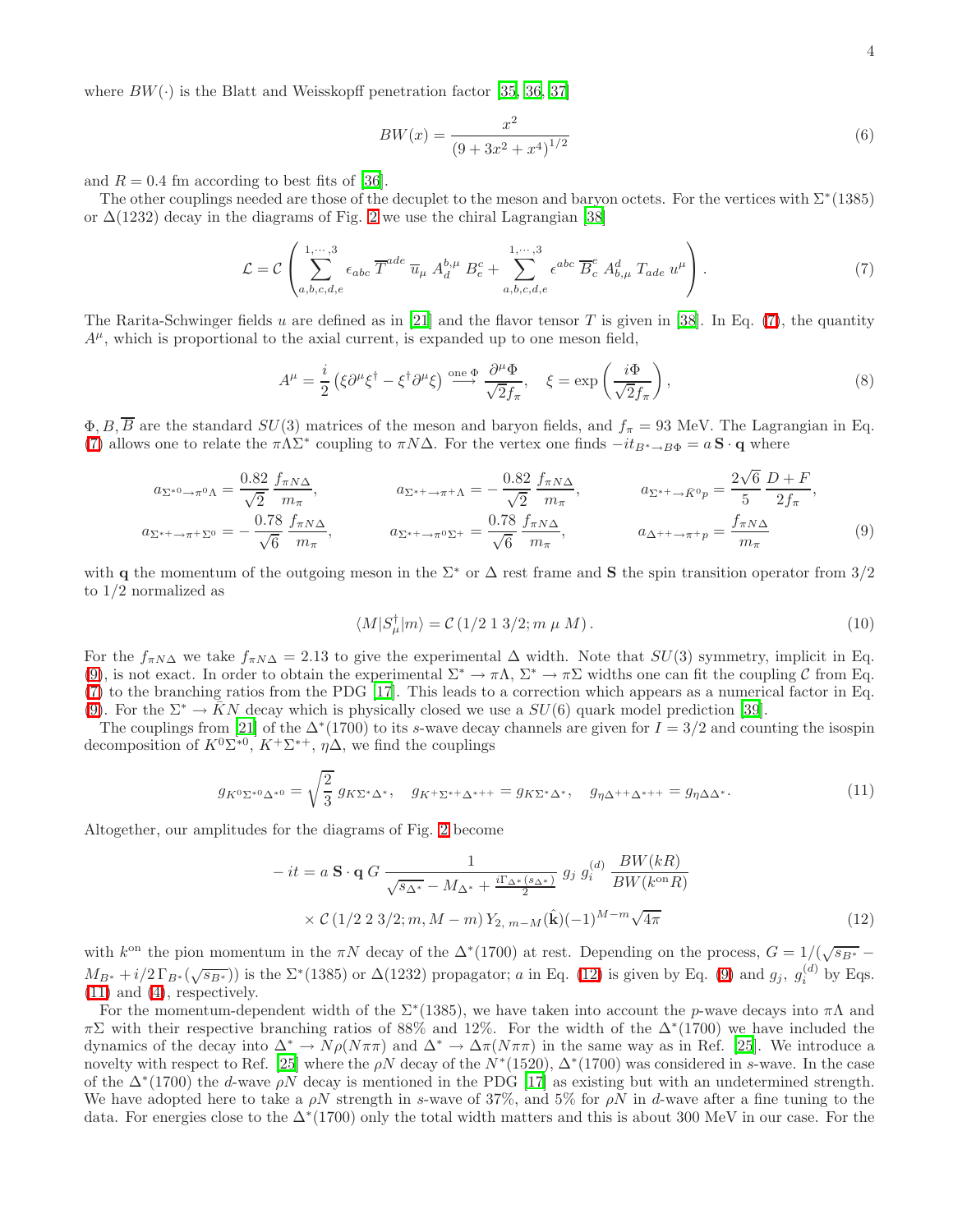where $BW(\cdot)$ is the Blatt and Weisskopff penetration factor [35, 36, 37]

$$BW(x) = \frac{x^2}{(9 + 3x^2 + x^4)^{1/2}} \tag{6}$$

and $R = 0.4$ fm according to best fits of [36].

The other couplings needed are those of the decuplet to the meson and baryon octets. For the vertices with $\Sigma^*(1385)$ or $\Delta(1232)$ decay in the diagrams of Fig. 2 we use the chiral Lagrangian [38]

$$\mathcal{L} = \mathcal{C} \left( \sum_{a,b,c,d,e}^{1,\cdots,3} \epsilon_{abc}\, \overline{T}^{ade}\, \overline{u}_\mu\, A_d^{b,\mu}\, B_e^c + \sum_{a,b,c,d,e}^{1,\cdots,3} \epsilon^{abc}\, \overline{B}_c^e\, A_{b,\mu}^d\, T_{ade}\, u^\mu \right). \tag{7}$$

The Rarita-Schwinger fields $u$ are defined as in [21] and the flavor tensor $T$ is given in [38]. In Eq. (7), the quantity $A^\mu$, which is proportional to the axial current, is expanded up to one meson field,

$$A^\mu = \frac{i}{2}\left(\xi \partial^\mu \xi^\dagger - \xi^\dagger \partial^\mu \xi\right) \xrightarrow{\text{one } \Phi} \frac{\partial^\mu \Phi}{\sqrt{2} f_\pi}, \quad \xi = \exp\left(\frac{i\Phi}{\sqrt{2} f_\pi}\right), \tag{8}$$

$\Phi, B, \overline{B}$ are the standard $SU(3)$ matrices of the meson and baryon fields, and $f_\pi = 93$ MeV. The Lagrangian in Eq. (7) allows one to relate the $\pi\Lambda\Sigma^*$ coupling to $\pi N \Delta$. For the vertex one finds $-it_{B^* \to B\Phi} = a\, \mathbf{S} \cdot \mathbf{q}$ where

$$\begin{aligned}
&a_{\Sigma^{*0} \to \pi^0 \Lambda} = \frac{0.82}{\sqrt{2}} \frac{f_{\pi N \Delta}}{m_\pi}, \qquad && a_{\Sigma^{*+} \to \pi^+ \Lambda} = -\frac{0.82}{\sqrt{2}} \frac{f_{\pi N \Delta}}{m_\pi}, \qquad && a_{\Sigma^{*+} \to \bar{K}^0 p} = \frac{2\sqrt{6}}{5} \frac{D+F}{2 f_\pi}, \\
&a_{\Sigma^{*+} \to \pi^+ \Sigma^0} = -\frac{0.78}{\sqrt{6}} \frac{f_{\pi N \Delta}}{m_\pi}, && a_{\Sigma^{*+} \to \pi^0 \Sigma^+} = \frac{0.78}{\sqrt{6}} \frac{f_{\pi N \Delta}}{m_\pi}, && a_{\Delta^{++} \to \pi^+ p} = \frac{f_{\pi N \Delta}}{m_\pi}
\end{aligned} \tag{9}$$

with $\mathbf{q}$ the momentum of the outgoing meson in the $\Sigma^*$ or $\Delta$ rest frame and $\mathbf{S}$ the spin transition operator from 3/2 to 1/2 normalized as

$$\langle M | S_\mu^\dagger | m \rangle = \mathcal{C}\,(1/2\ 1\ 3/2; m\ \mu\ M)\,. \tag{10}$$

For the $f_{\pi N\Delta}$ we take $f_{\pi N \Delta} = 2.13$ to give the experimental $\Delta$ width. Note that $SU(3)$ symmetry, implicit in Eq. (9), is not exact. In order to obtain the experimental $\Sigma^* \to \pi\Lambda$, $\Sigma^* \to \pi\Sigma$ widths one can fit the coupling $\mathcal{C}$ from Eq. (7) to the branching ratios from the PDG [17]. This leads to a correction which appears as a numerical factor in Eq. (9). For the $\Sigma^* \to \bar{K}N$ decay which is physically closed we use a $SU(6)$ quark model prediction [39].

The couplings from [21] of the $\Delta^*(1700)$ to its $s$-wave decay channels are given for $I = 3/2$ and counting the isospin decomposition of $K^0\Sigma^{*0}$, $K^+\Sigma^{*+}$, $\eta\Delta$, we find the couplings

$$g_{K^0 \Sigma^{*0} \Delta^{*0}} = \sqrt{\frac{2}{3}}\, g_{K\Sigma^*\Delta^*}, \quad g_{K^+\Sigma^{*+}\Delta^{*++}} = g_{K\Sigma^*\Delta^*}, \quad g_{\eta\Delta^{++}\Delta^{*++}} = g_{\eta\Delta\Delta^*}. \tag{11}$$

Altogether, our amplitudes for the diagrams of Fig. 2 become

$$\begin{aligned}
-it = {} & a\, \mathbf{S} \cdot \mathbf{q}\, G\, \frac{1}{\sqrt{s_{\Delta^*}} - M_{\Delta^*} + \frac{i\Gamma_{\Delta^*}(s_{\Delta^*})}{2}}\, g_j\, g_i^{(d)}\, \frac{BW(kR)}{BW(k^{\text{on}} R)} \\
& \times \mathcal{C}\,(1/2\ 2\ 3/2; m, M-m)\, Y_{2,\, m-M}(\hat{\mathbf{k}}) (-1)^{M-m} \sqrt{4\pi}
\end{aligned} \tag{12}$$

with $k^{\text{on}}$ the pion momentum in the $\pi N$ decay of the $\Delta^*(1700)$ at rest. Depending on the process, $G = 1/(\sqrt{s_{B^*}} - M_{B^*} + i/2\, \Gamma_{B^*}(\sqrt{s_{B^*}}))$ is the $\Sigma^*(1385)$ or $\Delta(1232)$ propagator; $a$ in Eq. (12) is given by Eq. (9) and $g_j$, $g_i^{(d)}$ by Eqs. (11) and (4), respectively.

For the momentum-dependent width of the $\Sigma^*(1385)$, we have taken into account the $p$-wave decays into $\pi\Lambda$ and $\pi\Sigma$ with their respective branching ratios of 88% and 12%. For the width of the $\Delta^*(1700)$ we have included the dynamics of the decay into $\Delta^* \to N\rho(N\pi\pi)$ and $\Delta^* \to \Delta\pi(N\pi\pi)$ in the same way as in Ref. [25]. We introduce a novelty with respect to Ref. [25] where the $\rho N$ decay of the $N^*(1520)$, $\Delta^*(1700)$ was considered in $s$-wave. In the case of the $\Delta^*(1700)$ the $d$-wave $\rho N$ decay is mentioned in the PDG [17] as existing but with an undetermined strength. We have adopted here to take a $\rho N$ strength in $s$-wave of 37%, and 5% for $\rho N$ in $d$-wave after a fine tuning to the data. For energies close to the $\Delta^*(1700)$ only the total width matters and this is about 300 MeV in our case. For the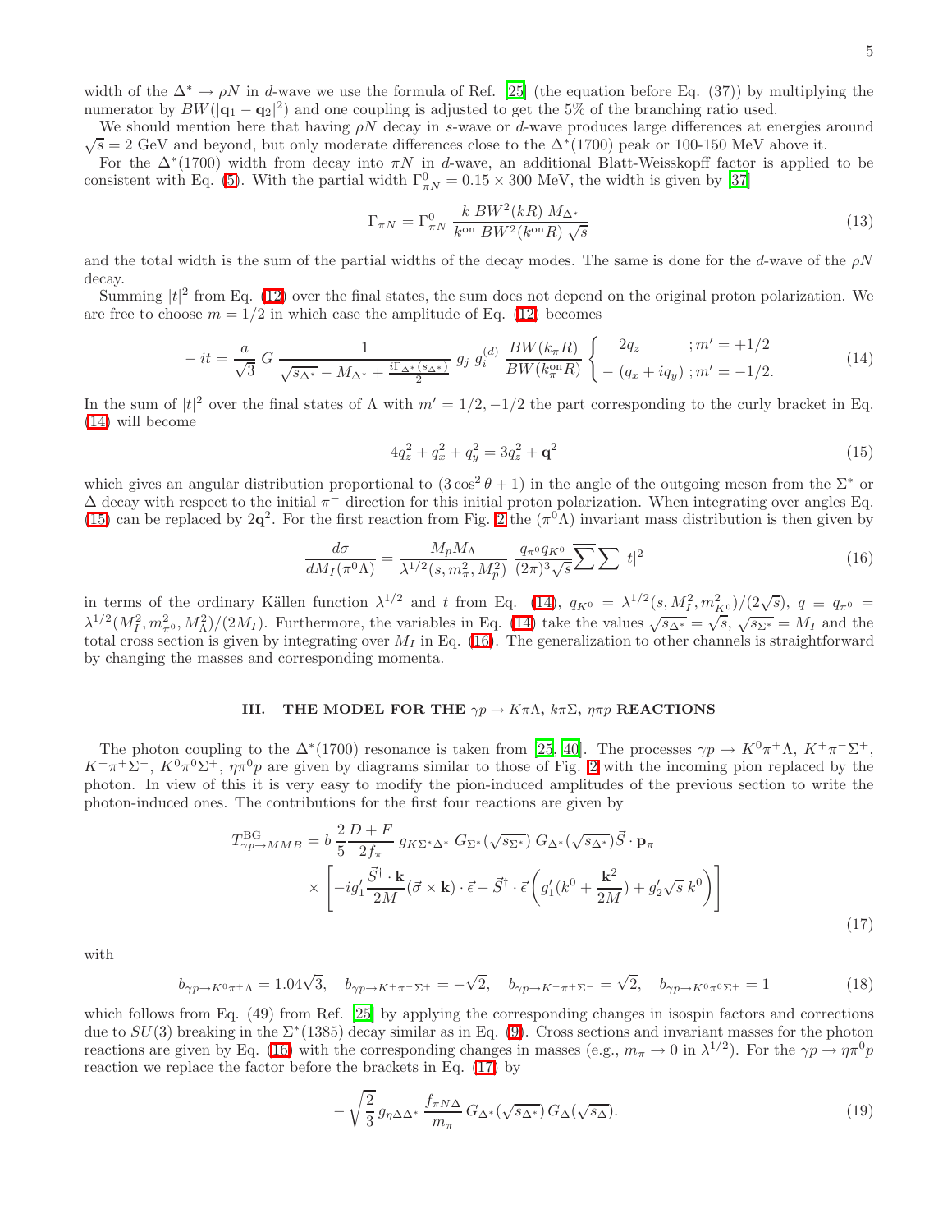width of the $\Delta^* \to \rho N$ in $d$-wave we use the formula of Ref. [25] (the equation before Eq. (37)) by multiplying the numerator by $BW(|\mathbf{q}_1 - \mathbf{q}_2|^2)$ and one coupling is adjusted to get the 5% of the branching ratio used.

We should mention here that having $\rho N$ decay in $s$-wave or $d$-wave produces large differences at energies around $\sqrt{s} = 2$ GeV and beyond, but only moderate differences close to the $\Delta^*(1700)$ peak or 100-150 MeV above it.

For the $\Delta^*(1700)$ width from decay into $\pi N$ in $d$-wave, an additional Blatt-Weisskopff factor is applied to be consistent with Eq. (5). With the partial width $\Gamma^0_{\pi N} = 0.15 \times 300$ MeV, the width is given by [37]

$$\Gamma_{\pi N} = \Gamma^0_{\pi N} \, \frac{k \; BW^2(kR) \; M_{\Delta^*}}{k^{\rm on} \; BW^2(k^{\rm on} R) \; \sqrt{s}} \tag{13}$$

and the total width is the sum of the partial widths of the decay modes. The same is done for the $d$-wave of the $\rho N$ decay.

Summing $|t|^2$ from Eq. (12) over the final states, the sum does not depend on the original proton polarization. We are free to choose $m = 1/2$ in which case the amplitude of Eq. (12) becomes

$$-it = \frac{a}{\sqrt{3}} \; G \; \frac{1}{\sqrt{s_{\Delta^*}} - M_{\Delta^*} + \frac{i\Gamma_{\Delta^*}(s_{\Delta^*})}{2}} \; g_j \; g_i^{(d)} \; \frac{BW(k_\pi R)}{BW(k_\pi^{\rm on} R)} \begin{cases} 2q_z & ; m' = +1/2 \\ -(q_x + i q_y) & ; m' = -1/2. \end{cases} \tag{14}$$

In the sum of $|t|^2$ over the final states of $\Lambda$ with $m' = 1/2, -1/2$ the part corresponding to the curly bracket in Eq. (14) will become

$$4q_z^2 + q_x^2 + q_y^2 = 3q_z^2 + \mathbf{q}^2 \tag{15}$$

which gives an angular distribution proportional to $(3\cos^2\theta + 1)$ in the angle of the outgoing meson from the $\Sigma^*$ or $\Delta$ decay with respect to the initial $\pi^-$ direction for this initial proton polarization. When integrating over angles Eq. (15) can be replaced by $2\mathbf{q}^2$. For the first reaction from Fig. 2 the $(\pi^0\Lambda)$ invariant mass distribution is then given by

$$\frac{d\sigma}{dM_I(\pi^0\Lambda)} = \frac{M_p M_\Lambda}{\lambda^{1/2}(s, m_\pi^2, M_p^2)} \; \frac{q_{\pi^0} q_{K^0}}{(2\pi)^3 \sqrt{s}} \overline{\sum} \sum |t|^2 \tag{16}$$

in terms of the ordinary Källen function $\lambda^{1/2}$ and $t$ from Eq. (14), $q_{K^0} = \lambda^{1/2}(s, M_I^2, m_{K^0}^2)/(2\sqrt{s})$, $q \equiv q_{\pi^0} = \lambda^{1/2}(M_I^2, m_{\pi^0}^2, M_\Lambda^2)/(2M_I)$. Furthermore, the variables in Eq. (14) take the values $\sqrt{s_{\Delta^*}} = \sqrt{s}$, $\sqrt{s_{\Sigma^*}} = M_I$ and the total cross section is given by integrating over $M_I$ in Eq. (16). The generalization to other channels is straightforward by changing the masses and corresponding momenta.

## III. THE MODEL FOR THE $\gamma p \to K\pi\Lambda$, $k\pi\Sigma$, $\eta\pi p$ REACTIONS

The photon coupling to the $\Delta^*(1700)$ resonance is taken from [25, 40]. The processes $\gamma p \to K^0\pi^+\Lambda$, $K^+\pi^-\Sigma^+$, $K^+\pi^+\Sigma^-$, $K^0\pi^0\Sigma^+$, $\eta\pi^0 p$ are given by diagrams similar to those of Fig. 2 with the incoming pion replaced by the photon. In view of this it is very easy to modify the pion-induced amplitudes of the previous section to write the photon-induced ones. The contributions for the first four reactions are given by

$$\begin{aligned} T^{\rm BG}_{\gamma p \to MMB} = {} & b \, \frac{2}{5} \frac{D+F}{2f_\pi} \, g_{K\Sigma^*\Delta^*} \, G_{\Sigma^*}(\sqrt{s_{\Sigma^*}}) \, G_{\Delta^*}(\sqrt{s_{\Delta^*}}) \vec{S} \cdot \mathbf{p}_\pi \\ & \times \left[ -i g_1' \frac{\vec{S}^\dagger \cdot \mathbf{k}}{2M} (\vec{\sigma} \times \mathbf{k}) \cdot \vec{\epsilon} - \vec{S}^\dagger \cdot \vec{\epsilon} \left( g_1'(k^0 + \frac{\mathbf{k}^2}{2M}) + g_2' \sqrt{s} \, k^0 \right) \right] \end{aligned} \tag{17}$$

with

$$b_{\gamma p \to K^0\pi^+\Lambda} = 1.04\sqrt{3}, \quad b_{\gamma p \to K^+\pi^-\Sigma^+} = -\sqrt{2}, \quad b_{\gamma p \to K^+\pi^+\Sigma^-} = \sqrt{2}, \quad b_{\gamma p \to K^0\pi^0\Sigma^+} = 1 \tag{18}$$

which follows from Eq. (49) from Ref. [25] by applying the corresponding changes in isospin factors and corrections due to $SU(3)$ breaking in the $\Sigma^*(1385)$ decay similar as in Eq. (9). Cross sections and invariant masses for the photon reactions are given by Eq. (16) with the corresponding changes in masses (e.g., $m_\pi \to 0$ in $\lambda^{1/2}$). For the $\gamma p \to \eta\pi^0 p$ reaction we replace the factor before the brackets in Eq. (17) by

$$-\sqrt{\frac{2}{3}} \, g_{\eta\Delta\Delta^*} \, \frac{f_{\pi N\Delta}}{m_\pi} \, G_{\Delta^*}(\sqrt{s_{\Delta^*}}) \, G_\Delta(\sqrt{s_\Delta}). \tag{19}$$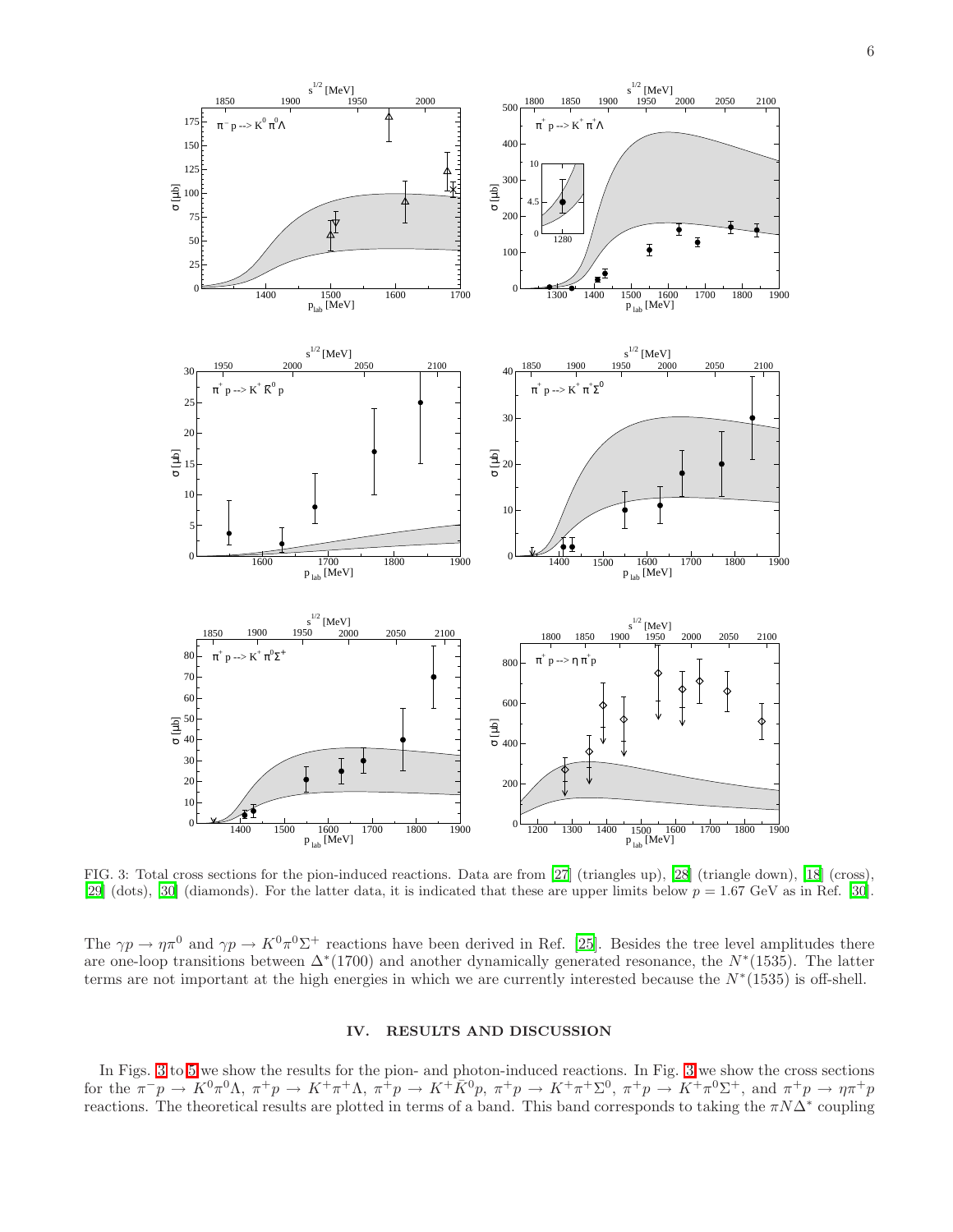FIG. 3: Total cross sections for the pion-induced reactions. Data are from [27] (triangles up), [28] (triangle down), [18] (cross), [29] (dots), [30] (diamonds). For the latter data, it is indicated that these are upper limits below $p = 1.67$ GeV as in Ref. [30].

The $\gamma p \to \eta \pi^0$ and $\gamma p \to K^0 \pi^0 \Sigma^+$ reactions have been derived in Ref. [25]. Besides the tree level amplitudes there are one-loop transitions between $\Delta^*(1700)$ and another dynamically generated resonance, the $N^*(1535)$. The latter terms are not important at the high energies in which we are currently interested because the $N^*(1535)$ is off-shell.

## IV. RESULTS AND DISCUSSION

In Figs. 3 to 5 we show the results for the pion- and photon-induced reactions. In Fig. 3 we show the cross sections for the $\pi^- p \to K^0 \pi^0 \Lambda$, $\pi^+ p \to K^+ \pi^+ \Lambda$, $\pi^+ p \to K^+ \bar{K}^0 p$, $\pi^+ p \to K^+ \pi^+ \Sigma^0$, $\pi^+ p \to K^+ \pi^0 \Sigma^+$, and $\pi^+ p \to \eta \pi^+ p$ reactions. The theoretical results are plotted in terms of a band. This band corresponds to taking the $\pi N \Delta^*$ coupling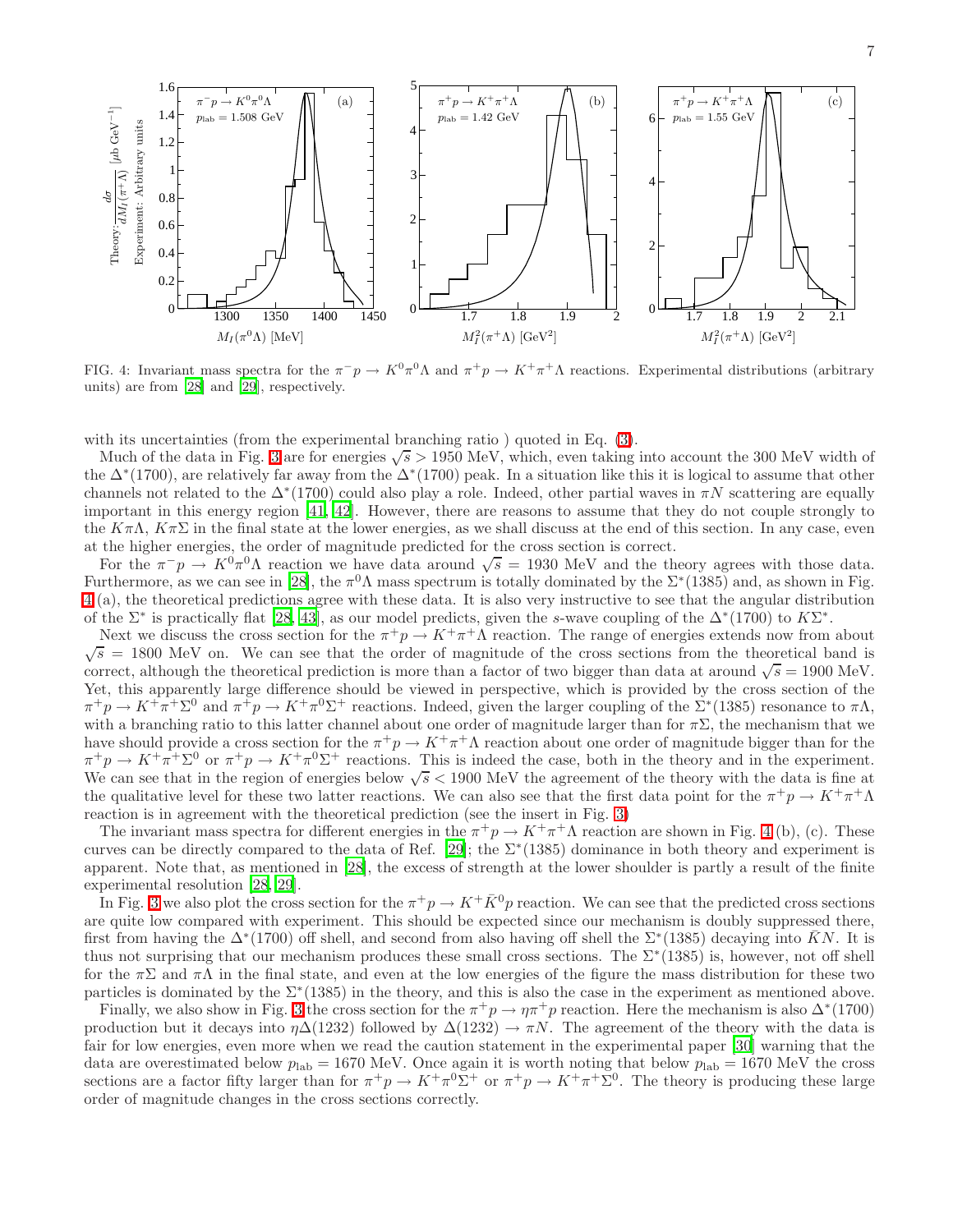FIG. 4: Invariant mass spectra for the $\pi^- p \to K^0\pi^0\Lambda$ and $\pi^+ p \to K^+\pi^+\Lambda$ reactions. Experimental distributions (arbitrary units) are from [28] and [29], respectively.

with its uncertainties (from the experimental branching ratio ) quoted in Eq. (3).

Much of the data in Fig. 3 are for energies $\sqrt{s} > 1950$ MeV, which, even taking into account the 300 MeV width of the $\Delta^*(1700)$, are relatively far away from the $\Delta^*(1700)$ peak. In a situation like this it is logical to assume that other channels not related to the $\Delta^*(1700)$ could also play a role. Indeed, other partial waves in $\pi N$ scattering are equally important in this energy region [41, 42]. However, there are reasons to assume that they do not couple strongly to the $K\pi\Lambda$, $K\pi\Sigma$ in the final state at the lower energies, as we shall discuss at the end of this section. In any case, even at the higher energies, the order of magnitude predicted for the cross section is correct.

For the $\pi^- p \to K^0\pi^0\Lambda$ reaction we have data around $\sqrt{s} = 1930$ MeV and the theory agrees with those data. Furthermore, as we can see in [28], the $\pi^0\Lambda$ mass spectrum is totally dominated by the $\Sigma^*(1385)$ and, as shown in Fig. 4 (a), the theoretical predictions agree with these data. It is also very instructive to see that the angular distribution of the $\Sigma^*$ is practically flat [28, 43], as our model predicts, given the $s$-wave coupling of the $\Delta^*(1700)$ to $K\Sigma^*$.

Next we discuss the cross section for the $\pi^+ p \to K^+\pi^+\Lambda$ reaction. The range of energies extends now from about $\sqrt{s} = 1800$ MeV on. We can see that the order of magnitude of the cross sections from the theoretical band is correct, although the theoretical prediction is more than a factor of two bigger than data at around $\sqrt{s} = 1900$ MeV. Yet, this apparently large difference should be viewed in perspective, which is provided by the cross section of the $\pi^+ p \to K^+\pi^+\Sigma^0$ and $\pi^+ p \to K^+\pi^0\Sigma^+$ reactions. Indeed, given the larger coupling of the $\Sigma^*(1385)$ resonance to $\pi\Lambda$, with a branching ratio to this latter channel about one order of magnitude larger than for $\pi\Sigma$, the mechanism that we have should provide a cross section for the $\pi^+ p \to K^+\pi^+\Lambda$ reaction about one order of magnitude bigger than for the $\pi^+ p \to K^+\pi^+\Sigma^0$ or $\pi^+ p \to K^+\pi^0\Sigma^+$ reactions. This is indeed the case, both in the theory and in the experiment. We can see that in the region of energies below $\sqrt{s} < 1900$ MeV the agreement of the theory with the data is fine at the qualitative level for these two latter reactions. We can also see that the first data point for the $\pi^+ p \to K^+\pi^+\Lambda$ reaction is in agreement with the theoretical prediction (see the insert in Fig. 3)

The invariant mass spectra for different energies in the $\pi^+ p \to K^+\pi^+\Lambda$ reaction are shown in Fig. 4 (b), (c). These curves can be directly compared to the data of Ref. [29]; the $\Sigma^*(1385)$ dominance in both theory and experiment is apparent. Note that, as mentioned in [28], the excess of strength at the lower shoulder is partly a result of the finite experimental resolution [28, 29].

In Fig. 3 we also plot the cross section for the $\pi^+ p \to K^+\bar{K}^0 p$ reaction. We can see that the predicted cross sections are quite low compared with experiment. This should be expected since our mechanism is doubly suppressed there, first from having the $\Delta^*(1700)$ off shell, and second from also having off shell the $\Sigma^*(1385)$ decaying into $\bar{K}N$. It is thus not surprising that our mechanism produces these small cross sections. The $\Sigma^*(1385)$ is, however, not off shell for the $\pi\Sigma$ and $\pi\Lambda$ in the final state, and even at the low energies of the figure the mass distribution for these two particles is dominated by the $\Sigma^*(1385)$ in the theory, and this is also the case in the experiment as mentioned above.

Finally, we also show in Fig. 3 the cross section for the $\pi^+ p \to \eta\pi^+ p$ reaction. Here the mechanism is also $\Delta^*(1700)$ production but it decays into $\eta\Delta(1232)$ followed by $\Delta(1232) \to \pi N$. The agreement of the theory with the data is fair for low energies, even more when we read the caution statement in the experimental paper [30] warning that the data are overestimated below $p_{\rm lab} = 1670$ MeV. Once again it is worth noting that below $p_{\rm lab} = 1670$ MeV the cross sections are a factor fifty larger than for $\pi^+ p \to K^+\pi^0\Sigma^+$ or $\pi^+ p \to K^+\pi^+\Sigma^0$. The theory is producing these large order of magnitude changes in the cross sections correctly.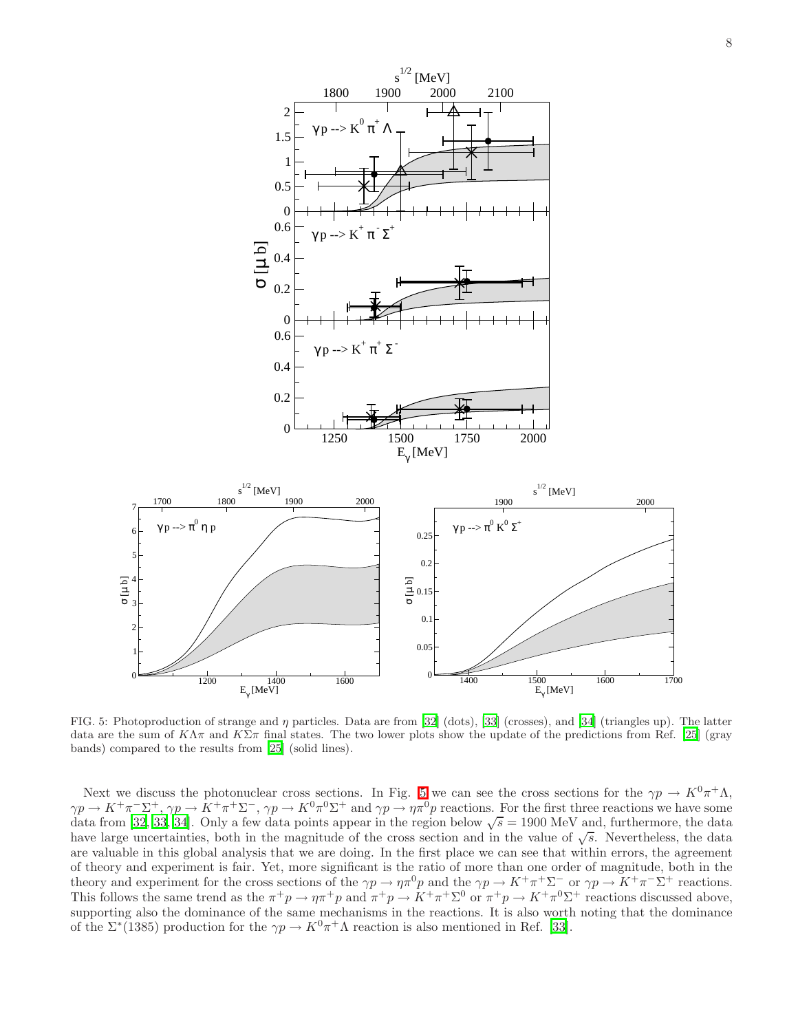FIG. 5: Photoproduction of strange and $\eta$ particles. Data are from [32] (dots), [33] (crosses), and [34] (triangles up). The latter data are the sum of $K\Lambda\pi$ and $K\Sigma\pi$ final states. The two lower plots show the update of the predictions from Ref. [25] (gray bands) compared to the results from [25] (solid lines).

Next we discuss the photonuclear cross sections. In Fig. 5 we can see the cross sections for the $\gamma p \to K^0\pi^+\Lambda$, $\gamma p \to K^+\pi^-\Sigma^+$, $\gamma p \to K^+\pi^+\Sigma^-$, $\gamma p \to K^0\pi^0\Sigma^+$ and $\gamma p \to \eta\pi^0 p$ reactions. For the first three reactions we have some data from [32, 33, 34]. Only a few data points appear in the region below $\sqrt{s} = 1900$ MeV and, furthermore, the data have large uncertainties, both in the magnitude of the cross section and in the value of $\sqrt{s}$. Nevertheless, the data are valuable in this global analysis that we are doing. In the first place we can see that within errors, the agreement of theory and experiment is fair. Yet, more significant is the ratio of more than one order of magnitude, both in the theory and experiment for the cross sections of the $\gamma p \to \eta\pi^0 p$ and the $\gamma p \to K^+\pi^+\Sigma^-$ or $\gamma p \to K^+\pi^-\Sigma^+$ reactions. This follows the same trend as the $\pi^+ p \to \eta\pi^+ p$ and $\pi^+ p \to K^+\pi^+\Sigma^0$ or $\pi^+ p \to K^+\pi^0\Sigma^+$ reactions discussed above, supporting also the dominance of the same mechanisms in the reactions. It is also worth noting that the dominance of the $\Sigma^*(1385)$ production for the $\gamma p \to K^0\pi^+\Lambda$ reaction is also mentioned in Ref. [33].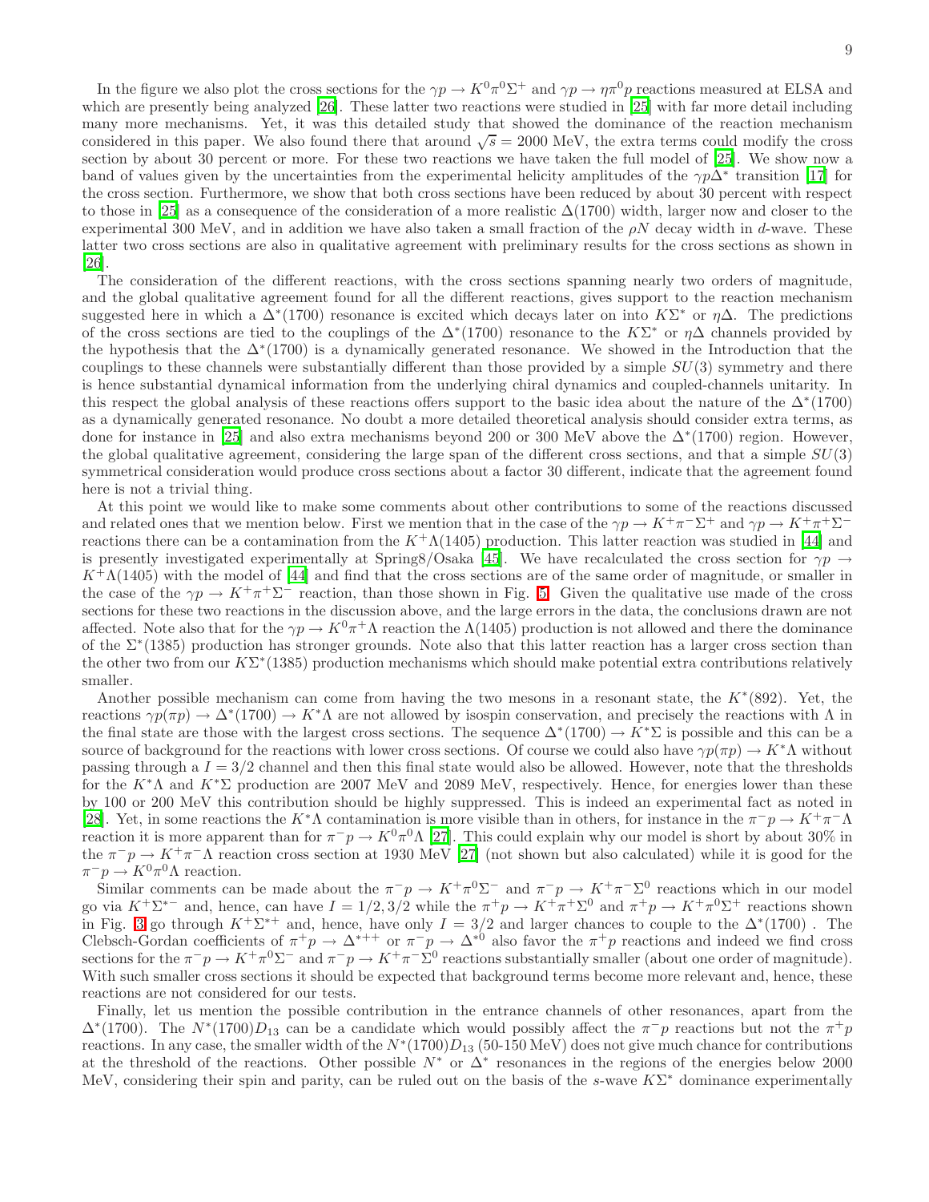In the figure we also plot the cross sections for the $\gamma p \to K^0\pi^0\Sigma^+$ and $\gamma p \to \eta\pi^0 p$ reactions measured at ELSA and which are presently being analyzed [26]. These latter two reactions were studied in [25] with far more detail including many more mechanisms. Yet, it was this detailed study that showed the dominance of the reaction mechanism considered in this paper. We also found there that around $\sqrt{s} = 2000$ MeV, the extra terms could modify the cross section by about 30 percent or more. For these two reactions we have taken the full model of [25]. We show now a band of values given by the uncertainties from the experimental helicity amplitudes of the $\gamma p \Delta^*$ transition [17] for the cross section. Furthermore, we show that both cross sections have been reduced by about 30 percent with respect to those in [25] as a consequence of the consideration of a more realistic $\Delta(1700)$ width, larger now and closer to the experimental 300 MeV, and in addition we have also taken a small fraction of the $\rho N$ decay width in $d$-wave. These latter two cross sections are also in qualitative agreement with preliminary results for the cross sections as shown in [26].

The consideration of the different reactions, with the cross sections spanning nearly two orders of magnitude, and the global qualitative agreement found for all the different reactions, gives support to the reaction mechanism suggested here in which a $\Delta^*(1700)$ resonance is excited which decays later on into $K\Sigma^*$ or $\eta\Delta$. The predictions of the cross sections are tied to the couplings of the $\Delta^*(1700)$ resonance to the $K\Sigma^*$ or $\eta\Delta$ channels provided by the hypothesis that the $\Delta^*(1700)$ is a dynamically generated resonance. We showed in the Introduction that the couplings to these channels were substantially different than those provided by a simple $SU(3)$ symmetry and there is hence substantial dynamical information from the underlying chiral dynamics and coupled-channels unitarity. In this respect the global analysis of these reactions offers support to the basic idea about the nature of the $\Delta^*(1700)$ as a dynamically generated resonance. No doubt a more detailed theoretical analysis should consider extra terms, as done for instance in [25] and also extra mechanisms beyond 200 or 300 MeV above the $\Delta^*(1700)$ region. However, the global qualitative agreement, considering the large span of the different cross sections, and that a simple $SU(3)$ symmetrical consideration would produce cross sections about a factor 30 different, indicate that the agreement found here is not a trivial thing.

At this point we would like to make some comments about other contributions to some of the reactions discussed and related ones that we mention below. First we mention that in the case of the $\gamma p \to K^+\pi^-\Sigma^+$ and $\gamma p \to K^+\pi^+\Sigma^-$ reactions there can be a contamination from the $K^+\Lambda(1405)$ production. This latter reaction was studied in [44] and is presently investigated experimentally at Spring8/Osaka [45]. We have recalculated the cross section for $\gamma p \to K^+\Lambda(1405)$ with the model of [44] and find that the cross sections are of the same order of magnitude, or smaller in the case of the $\gamma p \to K^+\pi^+\Sigma^-$ reaction, than those shown in Fig. 5. Given the qualitative use made of the cross sections for these two reactions in the discussion above, and the large errors in the data, the conclusions drawn are not affected. Note also that for the $\gamma p \to K^0\pi^+\Lambda$ reaction the $\Lambda(1405)$ production is not allowed and there the dominance of the $\Sigma^*(1385)$ production has stronger grounds. Note also that this latter reaction has a larger cross section than the other two from our $K\Sigma^*(1385)$ production mechanisms which should make potential extra contributions relatively smaller.

Another possible mechanism can come from having the two mesons in a resonant state, the $K^*(892)$. Yet, the reactions $\gamma p(\pi p) \to \Delta^*(1700) \to K^*\Lambda$ are not allowed by isospin conservation, and precisely the reactions with $\Lambda$ in the final state are those with the largest cross sections. The sequence $\Delta^*(1700) \to K^*\Sigma$ is possible and this can be a source of background for the reactions with lower cross sections. Of course we could also have $\gamma p(\pi p) \to K^*\Lambda$ without passing through a $I = 3/2$ channel and then this final state would also be allowed. However, note that the thresholds for the $K^*\Lambda$ and $K^*\Sigma$ production are 2007 MeV and 2089 MeV, respectively. Hence, for energies lower than these by 100 or 200 MeV this contribution should be highly suppressed. This is indeed an experimental fact as noted in [28]. Yet, in some reactions the $K^*\Lambda$ contamination is more visible than in others, for instance in the $\pi^- p \to K^+\pi^-\Lambda$ reaction it is more apparent than for $\pi^- p \to K^0\pi^0\Lambda$ [27]. This could explain why our model is short by about 30% in the $\pi^- p \to K^+\pi^-\Lambda$ reaction cross section at 1930 MeV [27] (not shown but also calculated) while it is good for the $\pi^- p \to K^0\pi^0\Lambda$ reaction.

Similar comments can be made about the $\pi^- p \to K^+\pi^0\Sigma^-$ and $\pi^- p \to K^+\pi^-\Sigma^0$ reactions which in our model go via $K^+\Sigma^{*-}$ and, hence, can have $I = 1/2, 3/2$ while the $\pi^+ p \to K^+\pi^+\Sigma^0$ and $\pi^+ p \to K^+\pi^0\Sigma^+$ reactions shown in Fig. 3 go through $K^+\Sigma^{*+}$ and, hence, have only $I = 3/2$ and larger chances to couple to the $\Delta^*(1700)$ . The Clebsch-Gordan coefficients of $\pi^+ p \to \Delta^{*++}$ or $\pi^- p \to \Delta^{*0}$ also favor the $\pi^+ p$ reactions and indeed we find cross sections for the $\pi^- p \to K^+\pi^0\Sigma^-$ and $\pi^- p \to K^+\pi^-\Sigma^0$ reactions substantially smaller (about one order of magnitude). With such smaller cross sections it should be expected that background terms become more relevant and, hence, these reactions are not considered for our tests.

Finally, let us mention the possible contribution in the entrance channels of other resonances, apart from the $\Delta^*(1700)$. The $N^*(1700)D_{13}$ can be a candidate which would possibly affect the $\pi^- p$ reactions but not the $\pi^+ p$ reactions. In any case, the smaller width of the $N^*(1700)D_{13}$ (50-150 MeV) does not give much chance for contributions at the threshold of the reactions. Other possible $N^*$ or $\Delta^*$ resonances in the regions of the energies below 2000 MeV, considering their spin and parity, can be ruled out on the basis of the $s$-wave $K\Sigma^*$ dominance experimentally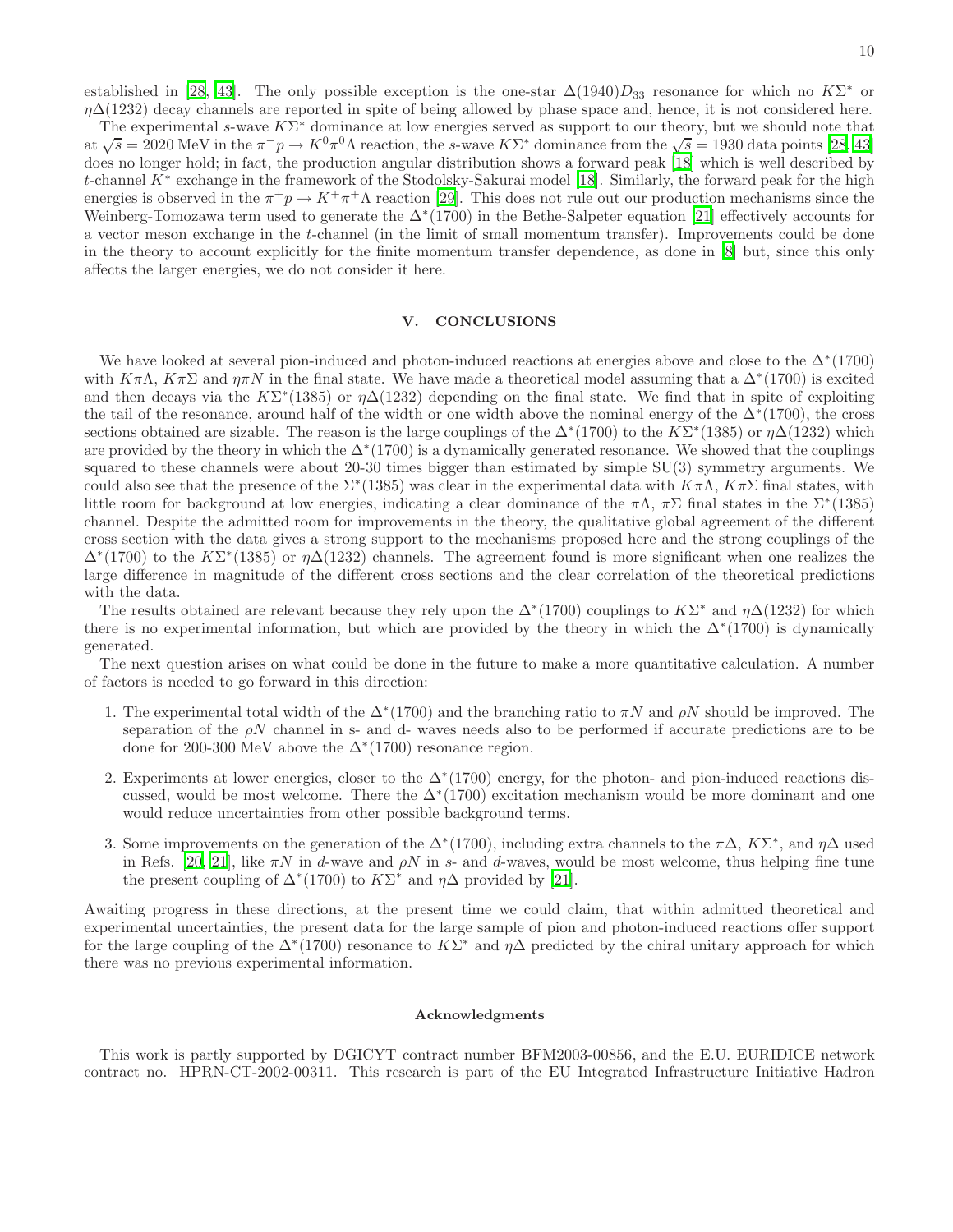established in [28, 43]. The only possible exception is the one-star $\Delta(1940)D_{33}$ resonance for which no $K\Sigma^*$ or $\eta\Delta(1232)$ decay channels are reported in spite of being allowed by phase space and, hence, it is not considered here.

The experimental $s$-wave $K\Sigma^*$ dominance at low energies served as support to our theory, but we should note that at $\sqrt{s} = 2020$ MeV in the $\pi^- p \to K^0 \pi^0 \Lambda$ reaction, the $s$-wave $K\Sigma^*$ dominance from the $\sqrt{s} = 1930$ data points [28, 43] does no longer hold; in fact, the production angular distribution shows a forward peak [18] which is well described by $t$-channel $K^*$ exchange in the framework of the Stodolsky-Sakurai model [18]. Similarly, the forward peak for the high energies is observed in the $\pi^+ p \to K^+ \pi^+ \Lambda$ reaction [29]. This does not rule out our production mechanisms since the Weinberg-Tomozawa term used to generate the $\Delta^*(1700)$ in the Bethe-Salpeter equation [21] effectively accounts for a vector meson exchange in the $t$-channel (in the limit of small momentum transfer). Improvements could be done in the theory to account explicitly for the finite momentum transfer dependence, as done in [8] but, since this only affects the larger energies, we do not consider it here.

## V. CONCLUSIONS

We have looked at several pion-induced and photon-induced reactions at energies above and close to the $\Delta^*(1700)$ with $K\pi\Lambda$, $K\pi\Sigma$ and $\eta\pi N$ in the final state. We have made a theoretical model assuming that a $\Delta^*(1700)$ is excited and then decays via the $K\Sigma^*(1385)$ or $\eta\Delta(1232)$ depending on the final state. We find that in spite of exploiting the tail of the resonance, around half of the width or one width above the nominal energy of the $\Delta^*(1700)$, the cross sections obtained are sizable. The reason is the large couplings of the $\Delta^*(1700)$ to the $K\Sigma^*(1385)$ or $\eta\Delta(1232)$ which are provided by the theory in which the $\Delta^*(1700)$ is a dynamically generated resonance. We showed that the couplings squared to these channels were about 20-30 times bigger than estimated by simple SU(3) symmetry arguments. We could also see that the presence of the $\Sigma^*(1385)$ was clear in the experimental data with $K\pi\Lambda$, $K\pi\Sigma$ final states, with little room for background at low energies, indicating a clear dominance of the $\pi\Lambda$, $\pi\Sigma$ final states in the $\Sigma^*(1385)$ channel. Despite the admitted room for improvements in the theory, the qualitative global agreement of the different cross section with the data gives a strong support to the mechanisms proposed here and the strong couplings of the $\Delta^*(1700)$ to the $K\Sigma^*(1385)$ or $\eta\Delta(1232)$ channels. The agreement found is more significant when one realizes the large difference in magnitude of the different cross sections and the clear correlation of the theoretical predictions with the data.

The results obtained are relevant because they rely upon the $\Delta^*(1700)$ couplings to $K\Sigma^*$ and $\eta\Delta(1232)$ for which there is no experimental information, but which are provided by the theory in which the $\Delta^*(1700)$ is dynamically generated.

The next question arises on what could be done in the future to make a more quantitative calculation. A number of factors is needed to go forward in this direction:

1. The experimental total width of the $\Delta^*(1700)$ and the branching ratio to $\pi N$ and $\rho N$ should be improved. The separation of the $\rho N$ channel in s- and d- waves needs also to be performed if accurate predictions are to be done for 200-300 MeV above the $\Delta^*(1700)$ resonance region.

2. Experiments at lower energies, closer to the $\Delta^*(1700)$ energy, for the photon- and pion-induced reactions discussed, would be most welcome. There the $\Delta^*(1700)$ excitation mechanism would be more dominant and one would reduce uncertainties from other possible background terms.

3. Some improvements on the generation of the $\Delta^*(1700)$, including extra channels to the $\pi\Delta$, $K\Sigma^*$, and $\eta\Delta$ used in Refs. [20, 21], like $\pi N$ in $d$-wave and $\rho N$ in $s$- and $d$-waves, would be most welcome, thus helping fine tune the present coupling of $\Delta^*(1700)$ to $K\Sigma^*$ and $\eta\Delta$ provided by [21].

Awaiting progress in these directions, at the present time we could claim, that within admitted theoretical and experimental uncertainties, the present data for the large sample of pion and photon-induced reactions offer support for the large coupling of the $\Delta^*(1700)$ resonance to $K\Sigma^*$ and $\eta\Delta$ predicted by the chiral unitary approach for which there was no previous experimental information.

### Acknowledgments

This work is partly supported by DGICYT contract number BFM2003-00856, and the E.U. EURIDICE network contract no. HPRN-CT-2002-00311. This research is part of the EU Integrated Infrastructure Initiative Hadron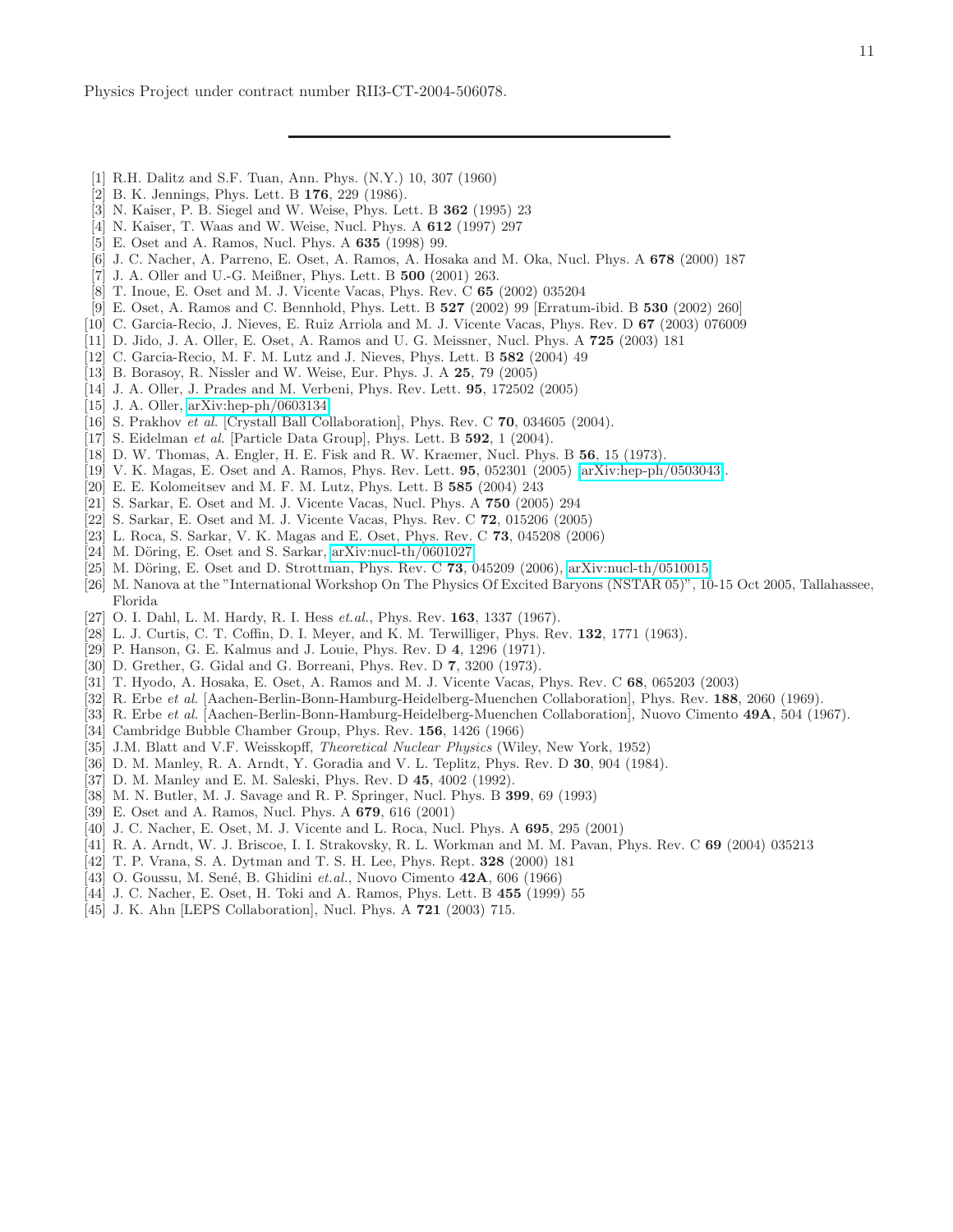Physics Project under contract number RII3-CT-2004-506078.

---

[1] R.H. Dalitz and S.F. Tuan, Ann. Phys. (N.Y.) 10, 307 (1960)
[2] B. K. Jennings, Phys. Lett. B **176**, 229 (1986).
[3] N. Kaiser, P. B. Siegel and W. Weise, Phys. Lett. B **362** (1995) 23
[4] N. Kaiser, T. Waas and W. Weise, Nucl. Phys. A **612** (1997) 297
[5] E. Oset and A. Ramos, Nucl. Phys. A **635** (1998) 99.
[6] J. C. Nacher, A. Parreno, E. Oset, A. Ramos, A. Hosaka and M. Oka, Nucl. Phys. A **678** (2000) 187
[7] J. A. Oller and U.-G. Meißner, Phys. Lett. B **500** (2001) 263.
[8] T. Inoue, E. Oset and M. J. Vicente Vacas, Phys. Rev. C **65** (2002) 035204
[9] E. Oset, A. Ramos and C. Bennhold, Phys. Lett. B **527** (2002) 99 [Erratum-ibid. B **530** (2002) 260]
[10] C. Garcia-Recio, J. Nieves, E. Ruiz Arriola and M. J. Vicente Vacas, Phys. Rev. D **67** (2003) 076009
[11] D. Jido, J. A. Oller, E. Oset, A. Ramos and U. G. Meissner, Nucl. Phys. A **725** (2003) 181
[12] C. Garcia-Recio, M. F. M. Lutz and J. Nieves, Phys. Lett. B **582** (2004) 49
[13] B. Borasoy, R. Nissler and W. Weise, Eur. Phys. J. A **25**, 79 (2005)
[14] J. A. Oller, J. Prades and M. Verbeni, Phys. Rev. Lett. **95**, 172502 (2005)
[15] J. A. Oller, arXiv:hep-ph/0603134
[16] S. Prakhov *et al.* [Crystall Ball Collaboration], Phys. Rev. C **70**, 034605 (2004).
[17] S. Eidelman *et al.* [Particle Data Group], Phys. Lett. B **592**, 1 (2004).
[18] D. W. Thomas, A. Engler, H. E. Fisk and R. W. Kraemer, Nucl. Phys. B **56**, 15 (1973).
[19] V. K. Magas, E. Oset and A. Ramos, Phys. Rev. Lett. **95**, 052301 (2005) [arXiv:hep-ph/0503043].
[20] E. E. Kolomeitsev and M. F. M. Lutz, Phys. Lett. B **585** (2004) 243
[21] S. Sarkar, E. Oset and M. J. Vicente Vacas, Nucl. Phys. A **750** (2005) 294
[22] S. Sarkar, E. Oset and M. J. Vicente Vacas, Phys. Rev. C **72**, 015206 (2005)
[23] L. Roca, S. Sarkar, V. K. Magas and E. Oset, Phys. Rev. C **73**, 045208 (2006)
[24] M. Döring, E. Oset and S. Sarkar, arXiv:nucl-th/0601027
[25] M. Döring, E. Oset and D. Strottman, Phys. Rev. C **73**, 045209 (2006), arXiv:nucl-th/0510015
[26] M. Nanova at the "International Workshop On The Physics Of Excited Baryons (NSTAR 05)", 10-15 Oct 2005, Tallahassee, Florida
[27] O. I. Dahl, L. M. Hardy, R. I. Hess *et.al.*, Phys. Rev. **163**, 1337 (1967).
[28] L. J. Curtis, C. T. Coffin, D. I. Meyer, and K. M. Terwilliger, Phys. Rev. **132**, 1771 (1963).
[29] P. Hanson, G. E. Kalmus and J. Louie, Phys. Rev. D **4**, 1296 (1971).
[30] D. Grether, G. Gidal and G. Borreani, Phys. Rev. D **7**, 3200 (1973).
[31] T. Hyodo, A. Hosaka, E. Oset, A. Ramos and M. J. Vicente Vacas, Phys. Rev. C **68**, 065203 (2003)
[32] R. Erbe *et al.* [Aachen-Berlin-Bonn-Hamburg-Heidelberg-Muenchen Collaboration], Phys. Rev. **188**, 2060 (1969).
[33] R. Erbe *et al.* [Aachen-Berlin-Bonn-Hamburg-Heidelberg-Muenchen Collaboration], Nuovo Cimento **49A**, 504 (1967).
[34] Cambridge Bubble Chamber Group, Phys. Rev. **156**, 1426 (1966)
[35] J.M. Blatt and V.F. Weisskopf, *Theoretical Nuclear Physics* (Wiley, New York, 1952)
[36] D. M. Manley, R. A. Arndt, Y. Goradia and V. L. Teplitz, Phys. Rev. D **30**, 904 (1984).
[37] D. M. Manley and E. M. Saleski, Phys. Rev. D **45**, 4002 (1992).
[38] M. N. Butler, M. J. Savage and R. P. Springer, Nucl. Phys. B **399**, 69 (1993)
[39] E. Oset and A. Ramos, Nucl. Phys. A **679**, 616 (2001)
[40] J. C. Nacher, E. Oset, M. J. Vicente and L. Roca, Nucl. Phys. A **695**, 295 (2001)
[41] R. A. Arndt, W. J. Briscoe, I. I. Strakovsky, R. L. Workman and M. M. Pavan, Phys. Rev. C **69** (2004) 035213
[42] T. P. Vrana, S. A. Dytman and T. S. H. Lee, Phys. Rept. **328** (2000) 181
[43] O. Goussu, M. Sené, B. Ghidini *et.al.*, Nuovo Cimento **42A**, 606 (1966)
[44] J. C. Nacher, E. Oset, H. Toki and A. Ramos, Phys. Lett. B **455** (1999) 55
[45] J. K. Ahn [LEPS Collaboration], Nucl. Phys. A **721** (2003) 715.